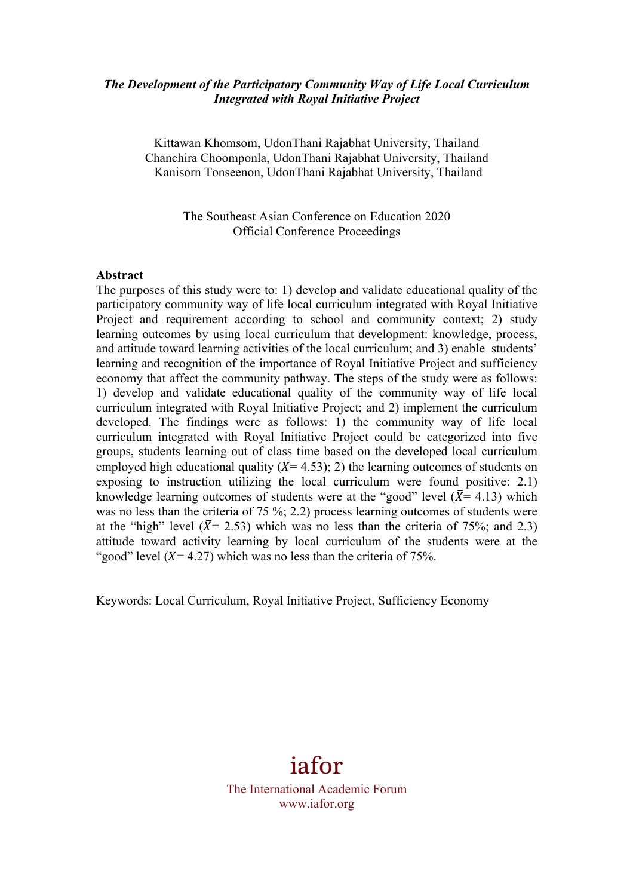# *The Development of the Participatory Community Way of Life Local Curriculum Integrated with Royal Initiative Project*

Kittawan Khomsom, UdonThani Rajabhat University, Thailand
Chanchira Choomponla, UdonThani Rajabhat University, Thailand
Kanisorn Tonseenon, UdonThani Rajabhat University, Thailand

The Southeast Asian Conference on Education 2020
Official Conference Proceedings

## Abstract

The purposes of this study were to: 1) develop and validate educational quality of the participatory community way of life local curriculum integrated with Royal Initiative Project and requirement according to school and community context; 2) study learning outcomes by using local curriculum that development: knowledge, process, and attitude toward learning activities of the local curriculum; and 3) enable students' learning and recognition of the importance of Royal Initiative Project and sufficiency economy that affect the community pathway. The steps of the study were as follows: 1) develop and validate educational quality of the community way of life local curriculum integrated with Royal Initiative Project; and 2) implement the curriculum developed. The findings were as follows: 1) the community way of life local curriculum integrated with Royal Initiative Project could be categorized into five groups, students learning out of class time based on the developed local curriculum employed high educational quality ($\bar{X}$= 4.53); 2) the learning outcomes of students on exposing to instruction utilizing the local curriculum were found positive: 2.1) knowledge learning outcomes of students were at the "good" level ($\bar{X}$= 4.13) which was no less than the criteria of 75 %; 2.2) process learning outcomes of students were at the "high" level ($\bar{X}$= 2.53) which was no less than the criteria of 75%; and 2.3) attitude toward activity learning by local curriculum of the students were at the "good" level ($\bar{X}$= 4.27) which was no less than the criteria of 75%.

Keywords: Local Curriculum, Royal Initiative Project, Sufficiency Economy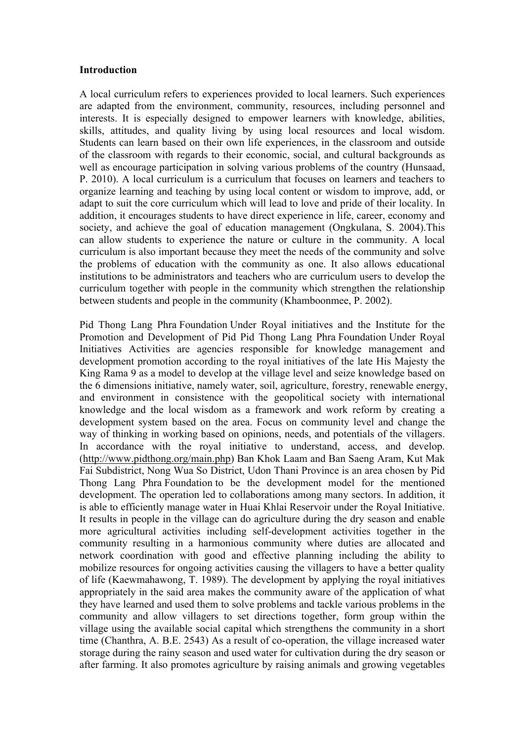**Introduction**

A local curriculum refers to experiences provided to local learners. Such experiences are adapted from the environment, community, resources, including personnel and interests. It is especially designed to empower learners with knowledge, abilities, skills, attitudes, and quality living by using local resources and local wisdom. Students can learn based on their own life experiences, in the classroom and outside of the classroom with regards to their economic, social, and cultural backgrounds as well as encourage participation in solving various problems of the country (Hunsaad, P. 2010). A local curriculum is a curriculum that focuses on learners and teachers to organize learning and teaching by using local content or wisdom to improve, add, or adapt to suit the core curriculum which will lead to love and pride of their locality. In addition, it encourages students to have direct experience in life, career, economy and society, and achieve the goal of education management (Ongkulana, S. 2004).This can allow students to experience the nature or culture in the community. A local curriculum is also important because they meet the needs of the community and solve the problems of education with the community as one. It also allows educational institutions to be administrators and teachers who are curriculum users to develop the curriculum together with people in the community which strengthen the relationship between students and people in the community (Khamboonmee, P. 2002).

Pid Thong Lang Phra Foundation Under Royal initiatives and the Institute for the Promotion and Development of Pid Pid Thong Lang Phra Foundation Under Royal Initiatives Activities are agencies responsible for knowledge management and development promotion according to the royal initiatives of the late His Majesty the King Rama 9 as a model to develop at the village level and seize knowledge based on the 6 dimensions initiative, namely water, soil, agriculture, forestry, renewable energy, and environment in consistence with the geopolitical society with international knowledge and the local wisdom as a framework and work reform by creating a development system based on the area. Focus on community level and change the way of thinking in working based on opinions, needs, and potentials of the villagers. In accordance with the royal initiative to understand, access, and develop. (http://www.pidthong.org/main.php) Ban Khok Laam and Ban Saeng Aram, Kut Mak Fai Subdistrict, Nong Wua So District, Udon Thani Province is an area chosen by Pid Thong Lang Phra Foundation to be the development model for the mentioned development. The operation led to collaborations among many sectors. In addition, it is able to efficiently manage water in Huai Khlai Reservoir under the Royal Initiative. It results in people in the village can do agriculture during the dry season and enable more agricultural activities including self-development activities together in the community resulting in a harmonious community where duties are allocated and network coordination with good and effective planning including the ability to mobilize resources for ongoing activities causing the villagers to have a better quality of life (Kaewmahawong, T. 1989). The development by applying the royal initiatives appropriately in the said area makes the community aware of the application of what they have learned and used them to solve problems and tackle various problems in the community and allow villagers to set directions together, form group within the village using the available social capital which strengthens the community in a short time (Chanthra, A. B.E. 2543) As a result of co-operation, the village increased water storage during the rainy season and used water for cultivation during the dry season or after farming. It also promotes agriculture by raising animals and growing vegetables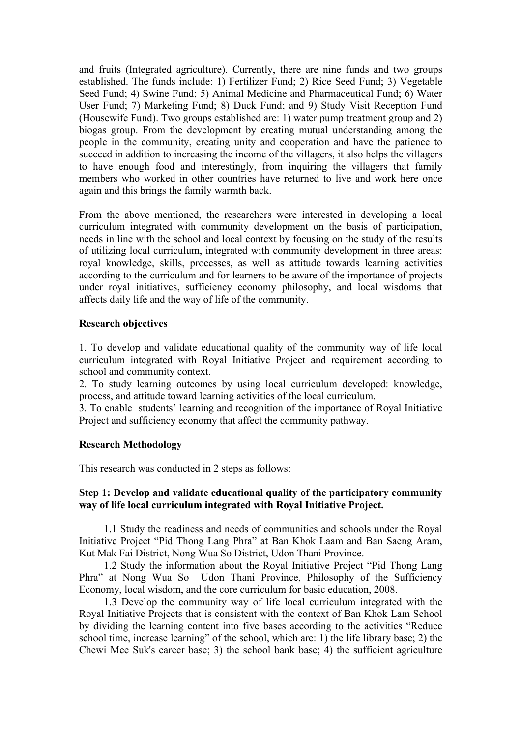and fruits (Integrated agriculture). Currently, there are nine funds and two groups established. The funds include: 1) Fertilizer Fund; 2) Rice Seed Fund; 3) Vegetable Seed Fund; 4) Swine Fund; 5) Animal Medicine and Pharmaceutical Fund; 6) Water User Fund; 7) Marketing Fund; 8) Duck Fund; and 9) Study Visit Reception Fund (Housewife Fund). Two groups established are: 1) water pump treatment group and 2) biogas group. From the development by creating mutual understanding among the people in the community, creating unity and cooperation and have the patience to succeed in addition to increasing the income of the villagers, it also helps the villagers to have enough food and interestingly, from inquiring the villagers that family members who worked in other countries have returned to live and work here once again and this brings the family warmth back.

From the above mentioned, the researchers were interested in developing a local curriculum integrated with community development on the basis of participation, needs in line with the school and local context by focusing on the study of the results of utilizing local curriculum, integrated with community development in three areas: royal knowledge, skills, processes, as well as attitude towards learning activities according to the curriculum and for learners to be aware of the importance of projects under royal initiatives, sufficiency economy philosophy, and local wisdoms that affects daily life and the way of life of the community.

**Research objectives**

1. To develop and validate educational quality of the community way of life local curriculum integrated with Royal Initiative Project and requirement according to school and community context.
2. To study learning outcomes by using local curriculum developed: knowledge, process, and attitude toward learning activities of the local curriculum.
3. To enable students' learning and recognition of the importance of Royal Initiative Project and sufficiency economy that affect the community pathway.

**Research Methodology**

This research was conducted in 2 steps as follows:

**Step 1: Develop and validate educational quality of the participatory community way of life local curriculum integrated with Royal Initiative Project.**

1.1 Study the readiness and needs of communities and schools under the Royal Initiative Project "Pid Thong Lang Phra" at Ban Khok Laam and Ban Saeng Aram, Kut Mak Fai District, Nong Wua So District, Udon Thani Province.

1.2 Study the information about the Royal Initiative Project "Pid Thong Lang Phra" at Nong Wua So Udon Thani Province, Philosophy of the Sufficiency Economy, local wisdom, and the core curriculum for basic education, 2008.

1.3 Develop the community way of life local curriculum integrated with the Royal Initiative Projects that is consistent with the context of Ban Khok Lam School by dividing the learning content into five bases according to the activities "Reduce school time, increase learning" of the school, which are: 1) the life library base; 2) the Chewi Mee Suk's career base; 3) the school bank base; 4) the sufficient agriculture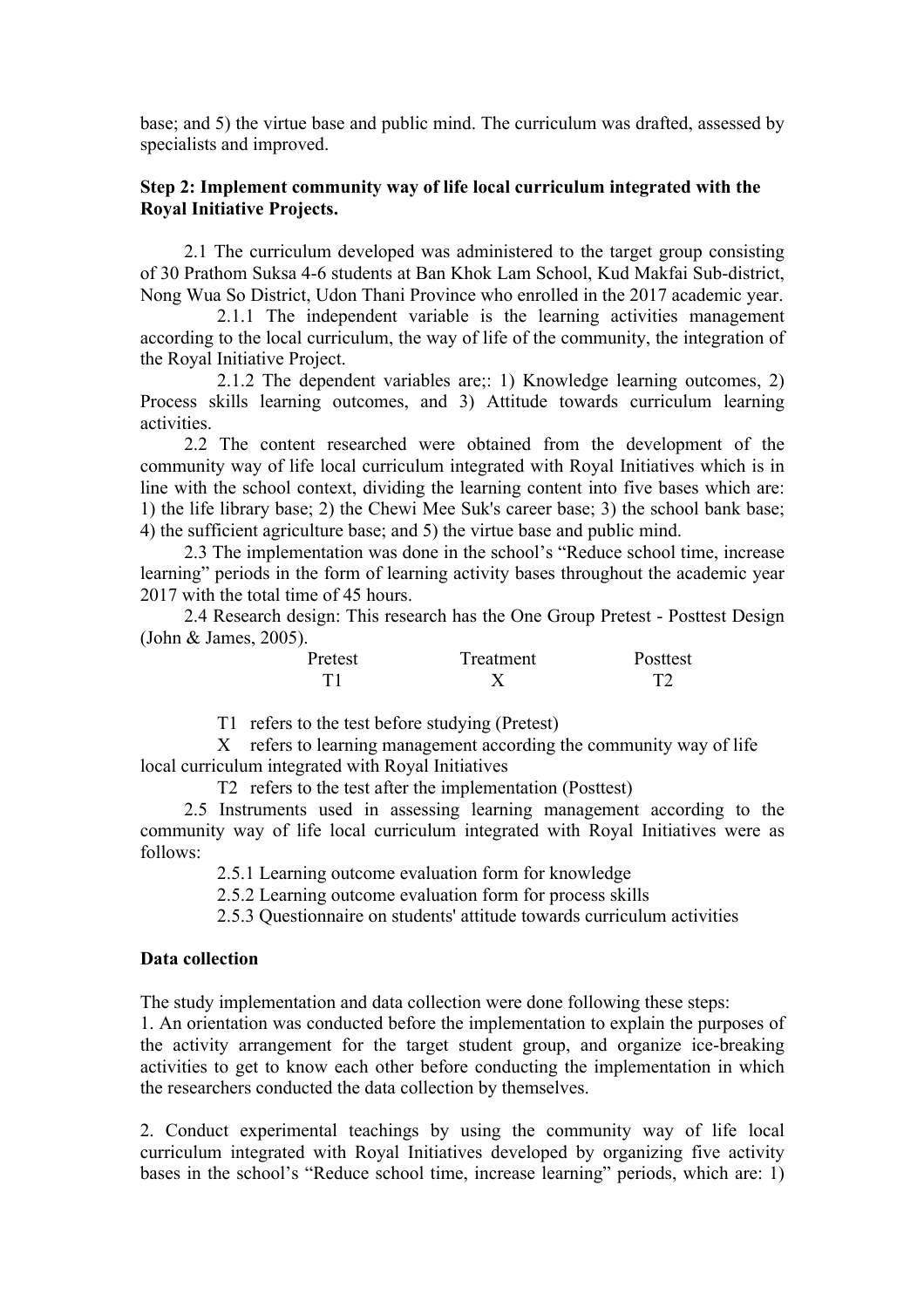base; and 5) the virtue base and public mind. The curriculum was drafted, assessed by specialists and improved.

**Step 2: Implement community way of life local curriculum integrated with the Royal Initiative Projects.**

2.1 The curriculum developed was administered to the target group consisting of 30 Prathom Suksa 4-6 students at Ban Khok Lam School, Kud Makfai Sub-district, Nong Wua So District, Udon Thani Province who enrolled in the 2017 academic year.

2.1.1 The independent variable is the learning activities management according to the local curriculum, the way of life of the community, the integration of the Royal Initiative Project.

2.1.2 The dependent variables are;: 1) Knowledge learning outcomes, 2) Process skills learning outcomes, and 3) Attitude towards curriculum learning activities.

2.2 The content researched were obtained from the development of the community way of life local curriculum integrated with Royal Initiatives which is in line with the school context, dividing the learning content into five bases which are: 1) the life library base; 2) the Chewi Mee Suk's career base; 3) the school bank base; 4) the sufficient agriculture base; and 5) the virtue base and public mind.

2.3 The implementation was done in the school's "Reduce school time, increase learning" periods in the form of learning activity bases throughout the academic year 2017 with the total time of 45 hours.

2.4 Research design: This research has the One Group Pretest - Posttest Design (John & James, 2005).

| Pretest | Treatment | Posttest |
|---|---|---|
| T1 | X | T2 |

T1 refers to the test before studying (Pretest)

X refers to learning management according the community way of life local curriculum integrated with Royal Initiatives

T2 refers to the test after the implementation (Posttest)

2.5 Instruments used in assessing learning management according to the community way of life local curriculum integrated with Royal Initiatives were as follows:

2.5.1 Learning outcome evaluation form for knowledge

2.5.2 Learning outcome evaluation form for process skills

2.5.3 Questionnaire on students' attitude towards curriculum activities

**Data collection**

The study implementation and data collection were done following these steps:

1. An orientation was conducted before the implementation to explain the purposes of the activity arrangement for the target student group, and organize ice-breaking activities to get to know each other before conducting the implementation in which the researchers conducted the data collection by themselves.

2. Conduct experimental teachings by using the community way of life local curriculum integrated with Royal Initiatives developed by organizing five activity bases in the school's "Reduce school time, increase learning" periods, which are: 1)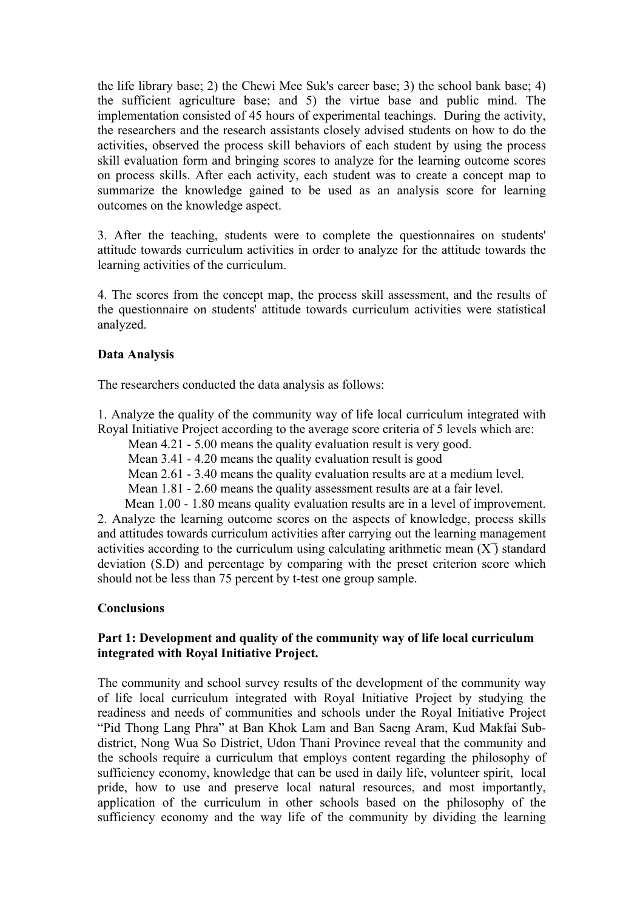the life library base; 2) the Chewi Mee Suk's career base; 3) the school bank base; 4) the sufficient agriculture base; and 5) the virtue base and public mind. The implementation consisted of 45 hours of experimental teachings. During the activity, the researchers and the research assistants closely advised students on how to do the activities, observed the process skill behaviors of each student by using the process skill evaluation form and bringing scores to analyze for the learning outcome scores on process skills. After each activity, each student was to create a concept map to summarize the knowledge gained to be used as an analysis score for learning outcomes on the knowledge aspect.

3. After the teaching, students were to complete the questionnaires on students' attitude towards curriculum activities in order to analyze for the attitude towards the learning activities of the curriculum.

4. The scores from the concept map, the process skill assessment, and the results of the questionnaire on students' attitude towards curriculum activities were statistical analyzed.

**Data Analysis**

The researchers conducted the data analysis as follows:

1. Analyze the quality of the community way of life local curriculum integrated with Royal Initiative Project according to the average score criteria of 5 levels which are:

Mean 4.21 - 5.00 means the quality evaluation result is very good.
Mean 3.41 - 4.20 means the quality evaluation result is good
Mean 2.61 - 3.40 means the quality evaluation results are at a medium level.
Mean 1.81 - 2.60 means the quality assessment results are at a fair level.
Mean 1.00 - 1.80 means quality evaluation results are in a level of improvement.

2. Analyze the learning outcome scores on the aspects of knowledge, process skills and attitudes towards curriculum activities after carrying out the learning management activities according to the curriculum using calculating arithmetic mean ($\overline{X}$) standard deviation (S.D) and percentage by comparing with the preset criterion score which should not be less than 75 percent by t-test one group sample.

**Conclusions**

**Part 1: Development and quality of the community way of life local curriculum integrated with Royal Initiative Project.**

The community and school survey results of the development of the community way of life local curriculum integrated with Royal Initiative Project by studying the readiness and needs of communities and schools under the Royal Initiative Project "Pid Thong Lang Phra" at Ban Khok Lam and Ban Saeng Aram, Kud Makfai Sub-district, Nong Wua So District, Udon Thani Province reveal that the community and the schools require a curriculum that employs content regarding the philosophy of sufficiency economy, knowledge that can be used in daily life, volunteer spirit, local pride, how to use and preserve local natural resources, and most importantly, application of the curriculum in other schools based on the philosophy of the sufficiency economy and the way life of the community by dividing the learning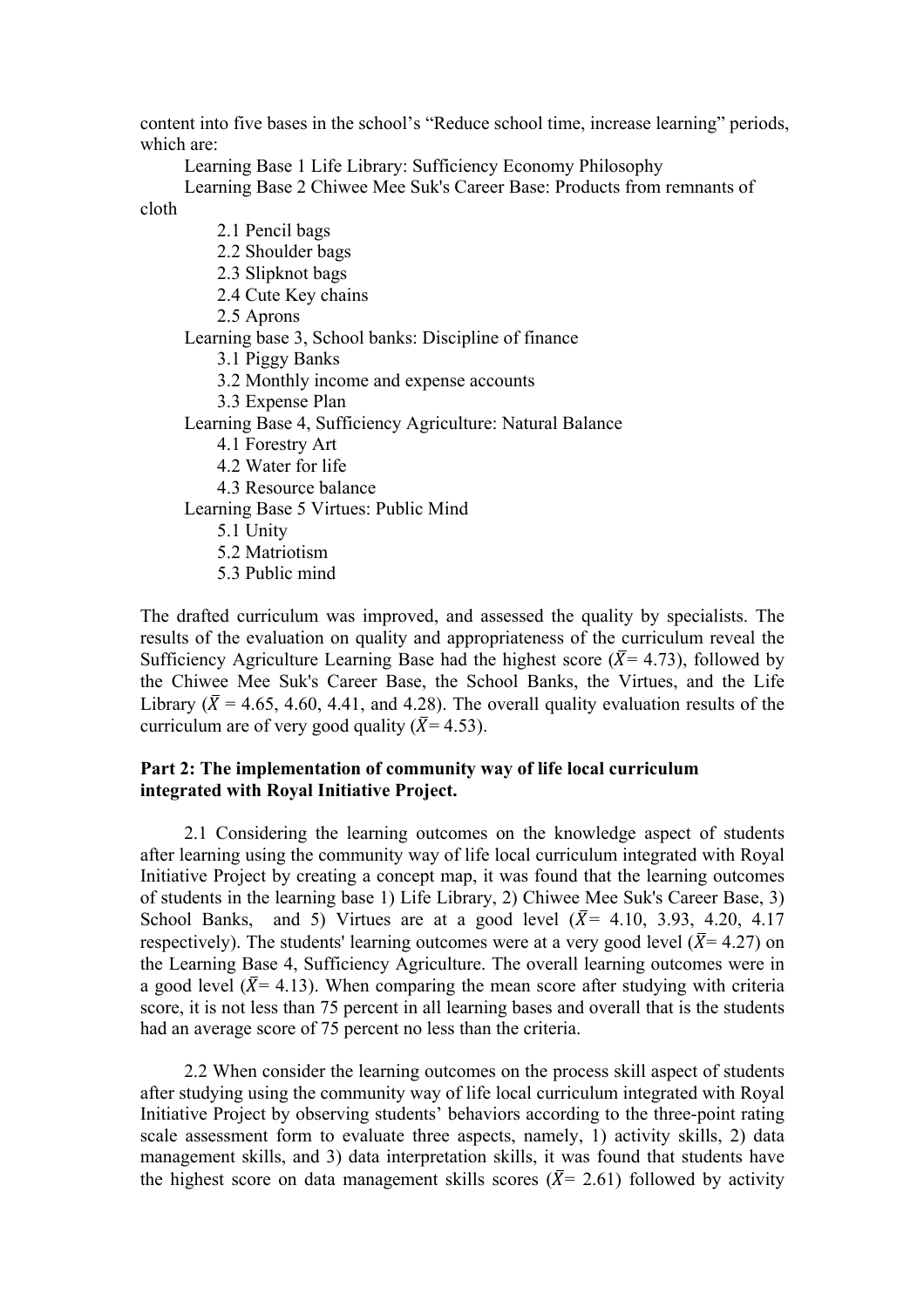content into five bases in the school's "Reduce school time, increase learning" periods, which are:

Learning Base 1 Life Library: Sufficiency Economy Philosophy

Learning Base 2 Chiwee Mee Suk's Career Base: Products from remnants of cloth

- 2.1 Pencil bags
- 2.2 Shoulder bags
- 2.3 Slipknot bags
- 2.4 Cute Key chains
- 2.5 Aprons

Learning base 3, School banks: Discipline of finance

- 3.1 Piggy Banks
- 3.2 Monthly income and expense accounts
- 3.3 Expense Plan

Learning Base 4, Sufficiency Agriculture: Natural Balance

- 4.1 Forestry Art
- 4.2 Water for life
- 4.3 Resource balance

Learning Base 5 Virtues: Public Mind

- 5.1 Unity
- 5.2 Matriotism
- 5.3 Public mind

The drafted curriculum was improved, and assessed the quality by specialists. The results of the evaluation on quality and appropriateness of the curriculum reveal the Sufficiency Agriculture Learning Base had the highest score ($\bar{X}$= 4.73), followed by the Chiwee Mee Suk's Career Base, the School Banks, the Virtues, and the Life Library ($\bar{X}$ = 4.65, 4.60, 4.41, and 4.28). The overall quality evaluation results of the curriculum are of very good quality ($\bar{X}$= 4.53).

**Part 2: The implementation of community way of life local curriculum integrated with Royal Initiative Project.**

2.1 Considering the learning outcomes on the knowledge aspect of students after learning using the community way of life local curriculum integrated with Royal Initiative Project by creating a concept map, it was found that the learning outcomes of students in the learning base 1) Life Library, 2) Chiwee Mee Suk's Career Base, 3) School Banks, and 5) Virtues are at a good level ($\bar{X}$= 4.10, 3.93, 4.20, 4.17 respectively). The students' learning outcomes were at a very good level ($\bar{X}$= 4.27) on the Learning Base 4, Sufficiency Agriculture. The overall learning outcomes were in a good level ($\bar{X}$= 4.13). When comparing the mean score after studying with criteria score, it is not less than 75 percent in all learning bases and overall that is the students had an average score of 75 percent no less than the criteria.

2.2 When consider the learning outcomes on the process skill aspect of students after studying using the community way of life local curriculum integrated with Royal Initiative Project by observing students' behaviors according to the three-point rating scale assessment form to evaluate three aspects, namely, 1) activity skills, 2) data management skills, and 3) data interpretation skills, it was found that students have the highest score on data management skills scores ($\bar{X}$= 2.61) followed by activity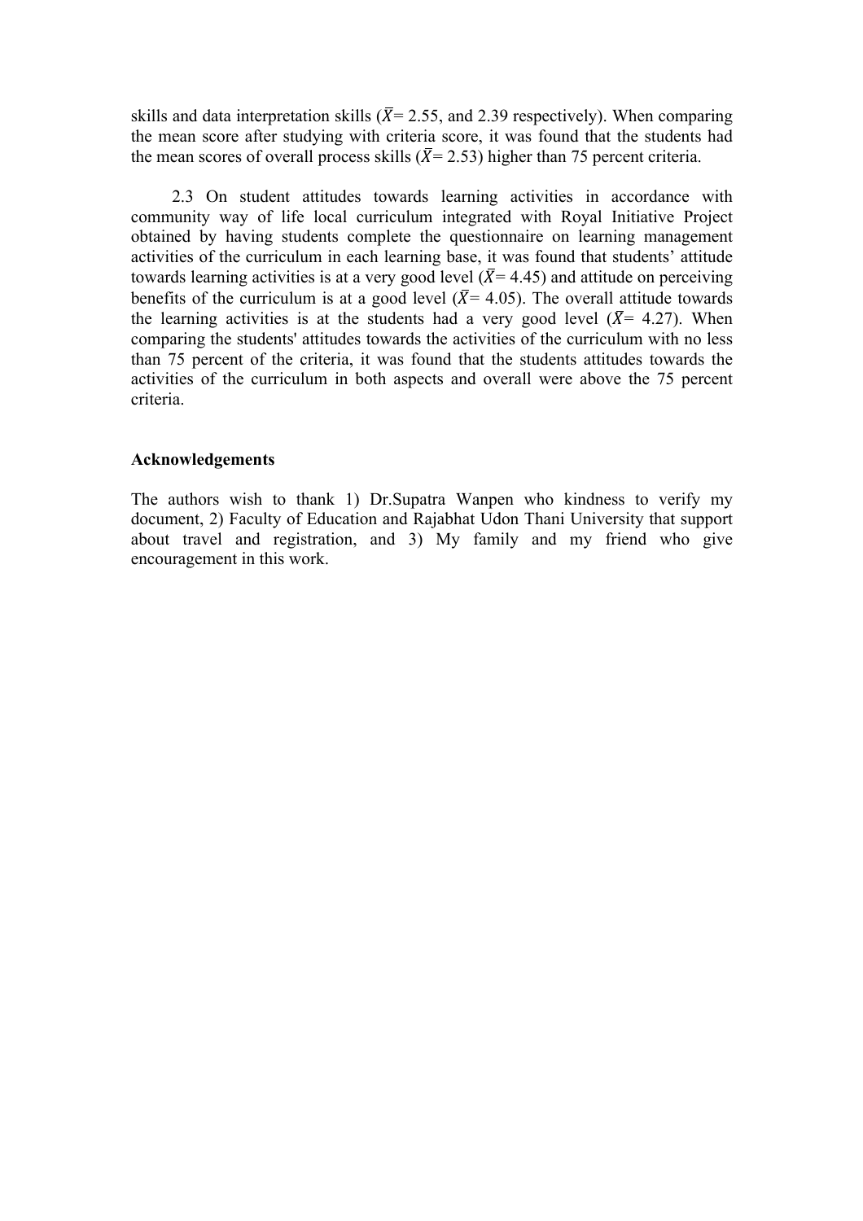skills and data interpretation skills ($\bar{X}$= 2.55, and 2.39 respectively). When comparing the mean score after studying with criteria score, it was found that the students had the mean scores of overall process skills ($\bar{X}$= 2.53) higher than 75 percent criteria.

2.3 On student attitudes towards learning activities in accordance with community way of life local curriculum integrated with Royal Initiative Project obtained by having students complete the questionnaire on learning management activities of the curriculum in each learning base, it was found that students' attitude towards learning activities is at a very good level ($\bar{X}$= 4.45) and attitude on perceiving benefits of the curriculum is at a good level ($\bar{X}$= 4.05). The overall attitude towards the learning activities is at the students had a very good level ($\bar{X}$= 4.27). When comparing the students' attitudes towards the activities of the curriculum with no less than 75 percent of the criteria, it was found that the students attitudes towards the activities of the curriculum in both aspects and overall were above the 75 percent criteria.

**Acknowledgements**

The authors wish to thank 1) Dr.Supatra Wanpen who kindness to verify my document, 2) Faculty of Education and Rajabhat Udon Thani University that support about travel and registration, and 3) My family and my friend who give encouragement in this work.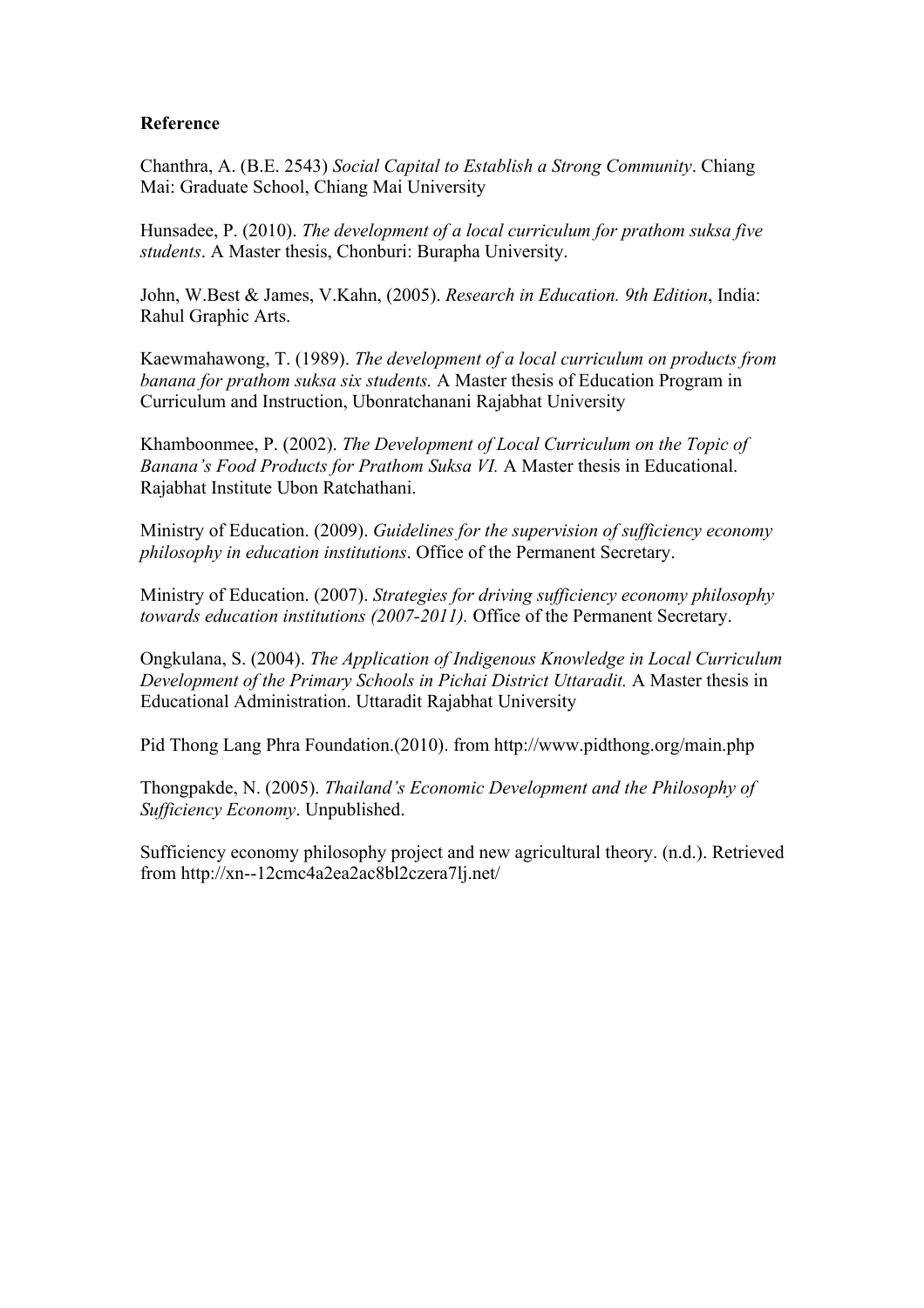**Reference**

Chanthra, A. (B.E. 2543) *Social Capital to Establish a Strong Community*. Chiang Mai: Graduate School, Chiang Mai University

Hunsadee, P. (2010). *The development of a local curriculum for prathom suksa five students*. A Master thesis, Chonburi: Burapha University.

John, W.Best & James, V.Kahn, (2005). *Research in Education. 9th Edition*, India: Rahul Graphic Arts.

Kaewmahawong, T. (1989). *The development of a local curriculum on products from banana for prathom suksa six students.* A Master thesis of Education Program in Curriculum and Instruction, Ubonratchanani Rajabhat University

Khamboonmee, P. (2002). *The Development of Local Curriculum on the Topic of Banana's Food Products for Prathom Suksa VI.* A Master thesis in Educational. Rajabhat Institute Ubon Ratchathani.

Ministry of Education. (2009). *Guidelines for the supervision of sufficiency economy philosophy in education institutions*. Office of the Permanent Secretary.

Ministry of Education. (2007). *Strategies for driving sufficiency economy philosophy towards education institutions (2007-2011).* Office of the Permanent Secretary.

Ongkulana, S. (2004). *The Application of Indigenous Knowledge in Local Curriculum Development of the Primary Schools in Pichai District Uttaradit.* A Master thesis in Educational Administration. Uttaradit Rajabhat University

Pid Thong Lang Phra Foundation.(2010). from http://www.pidthong.org/main.php

Thongpakde, N. (2005). *Thailand's Economic Development and the Philosophy of Sufficiency Economy*. Unpublished.

Sufficiency economy philosophy project and new agricultural theory. (n.d.). Retrieved from http://xn--12cmc4a2ea2ac8bl2czera7lj.net/